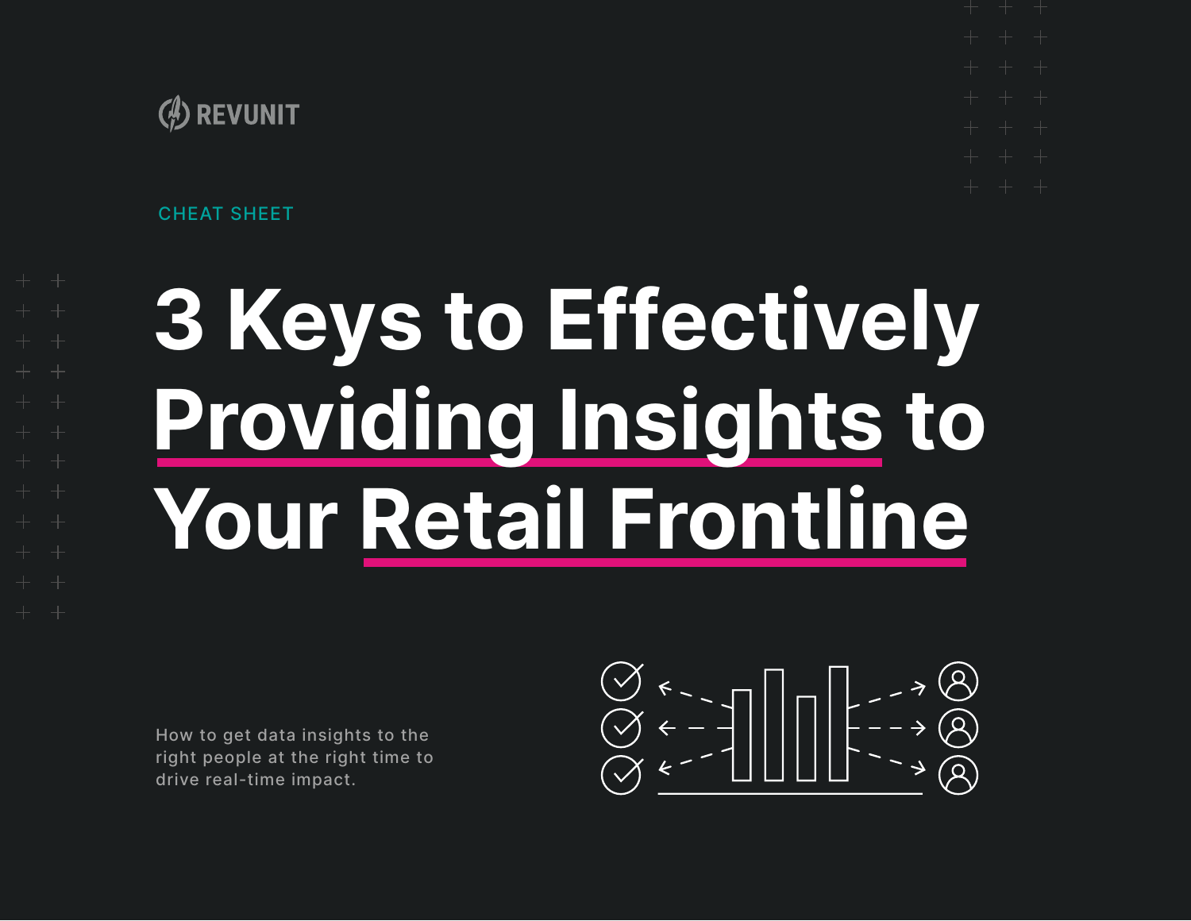REVUNIT

CHEAT SHEET

# 3 Keys to Effectively Providing Insights to Your Retail Frontline

How to get data insights to the right people at the right time to drive real-time impact.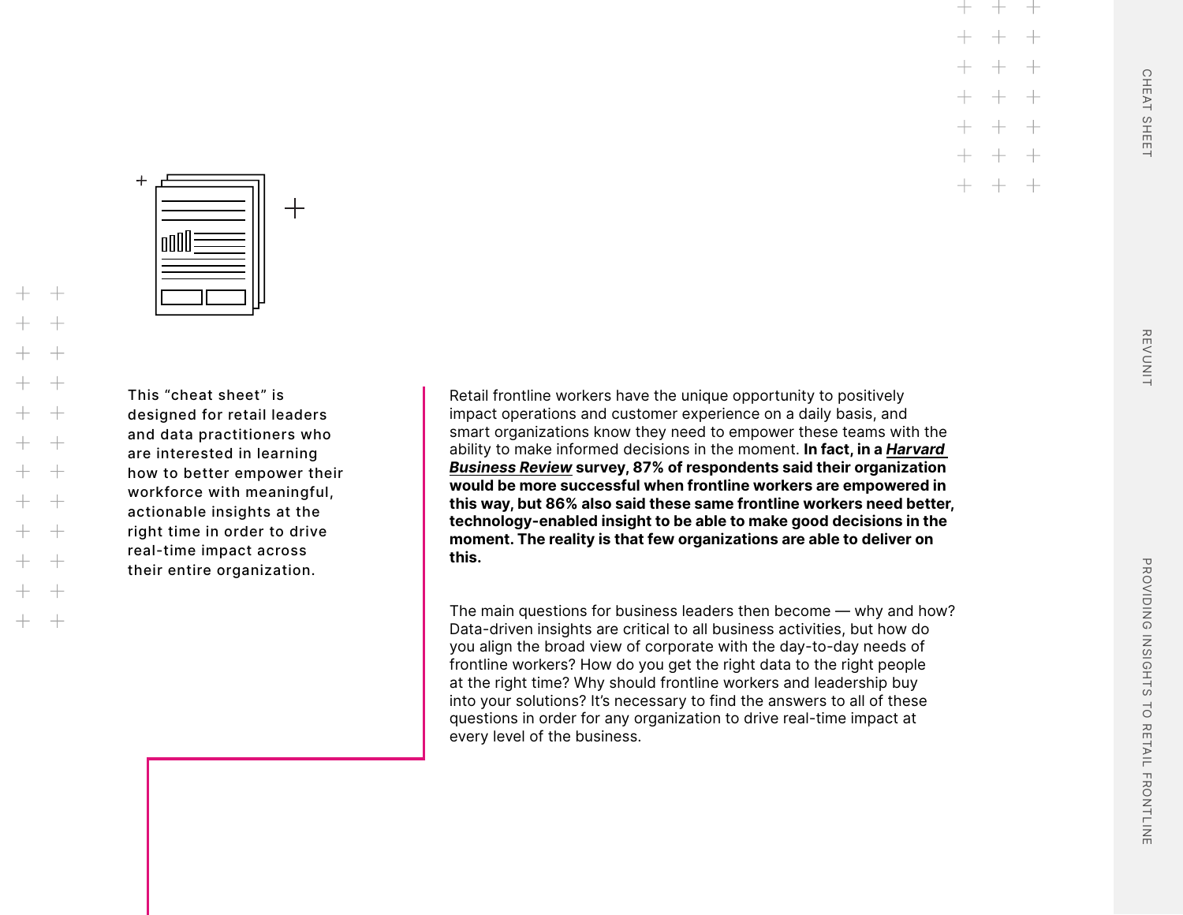This “cheat sheet” is designed for retail leaders and data practitioners who are interested in learning how to better empower their workforce with meaningful, actionable insights at the right time in order to drive real-time impact across their entire organization.

Retail frontline workers have the unique opportunity to positively impact operations and customer experience on a daily basis, and smart organizations know they need to empower these teams with the ability to make informed decisions in the moment. **In fact, in a *Harvard Business Review* survey, 87% of respondents said their organization would be more successful when frontline workers are empowered in this way, but 86% also said these same frontline workers need better, technology-enabled insight to be able to make good decisions in the moment. The reality is that few organizations are able to deliver on this.**

The main questions for business leaders then become — why and how? Data-driven insights are critical to all business activities, but how do you align the broad view of corporate with the day-to-day needs of frontline workers? How do you get the right data to the right people at the right time? Why should frontline workers and leadership buy into your solutions? It’s necessary to find the answers to all of these questions in order for any organization to drive real-time impact at every level of the business.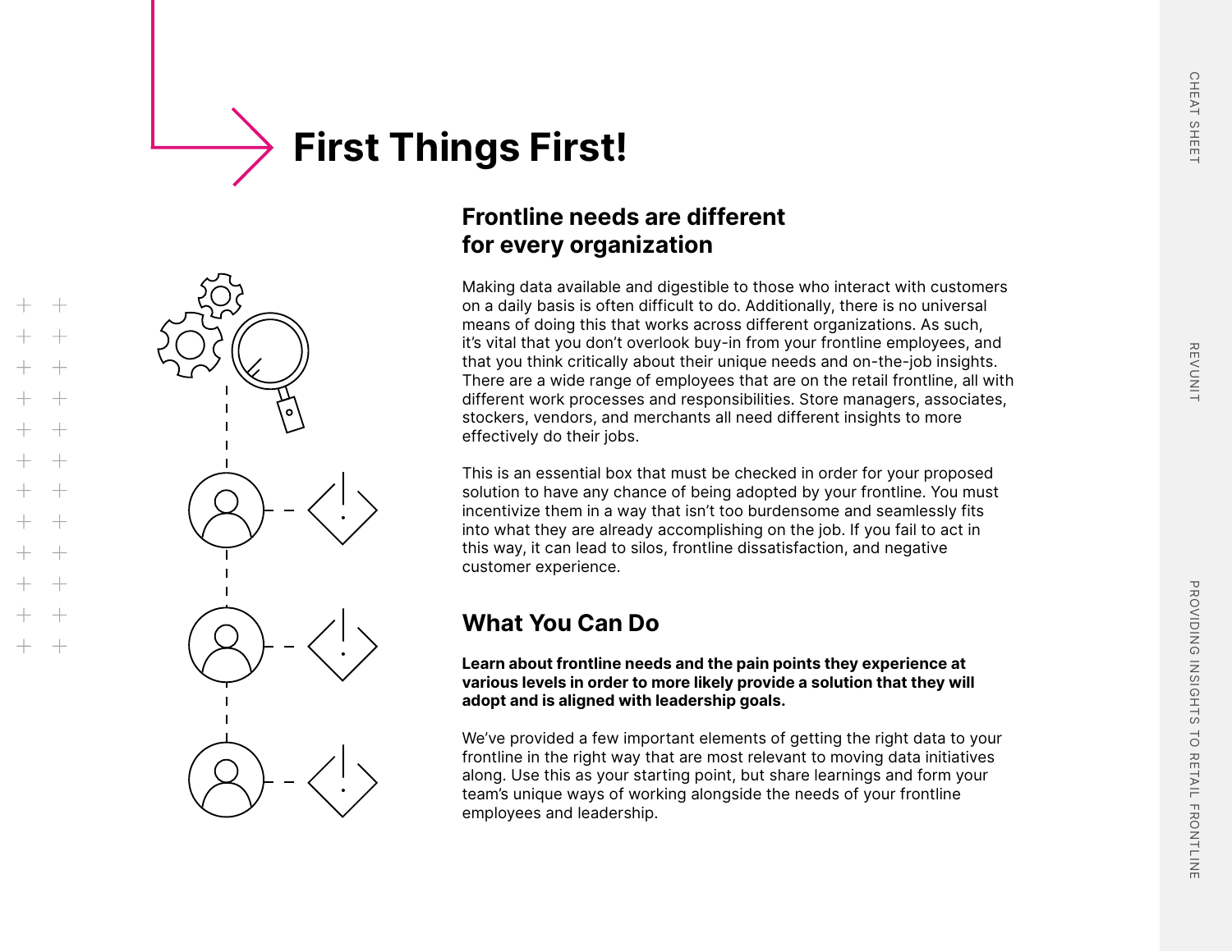# First Things First!

## Frontline needs are different for every organization

Making data available and digestible to those who interact with customers on a daily basis is often difficult to do. Additionally, there is no universal means of doing this that works across different organizations. As such, it's vital that you don't overlook buy-in from your frontline employees, and that you think critically about their unique needs and on-the-job insights. There are a wide range of employees that are on the retail frontline, all with different work processes and responsibilities. Store managers, associates, stockers, vendors, and merchants all need different insights to more effectively do their jobs.

This is an essential box that must be checked in order for your proposed solution to have any chance of being adopted by your frontline. You must incentivize them in a way that isn't too burdensome and seamlessly fits into what they are already accomplishing on the job. If you fail to act in this way, it can lead to silos, frontline dissatisfaction, and negative customer experience.

## What You Can Do

**Learn about frontline needs and the pain points they experience at various levels in order to more likely provide a solution that they will adopt and is aligned with leadership goals.**

We've provided a few important elements of getting the right data to your frontline in the right way that are most relevant to moving data initiatives along. Use this as your starting point, but share learnings and form your team's unique ways of working alongside the needs of your frontline employees and leadership.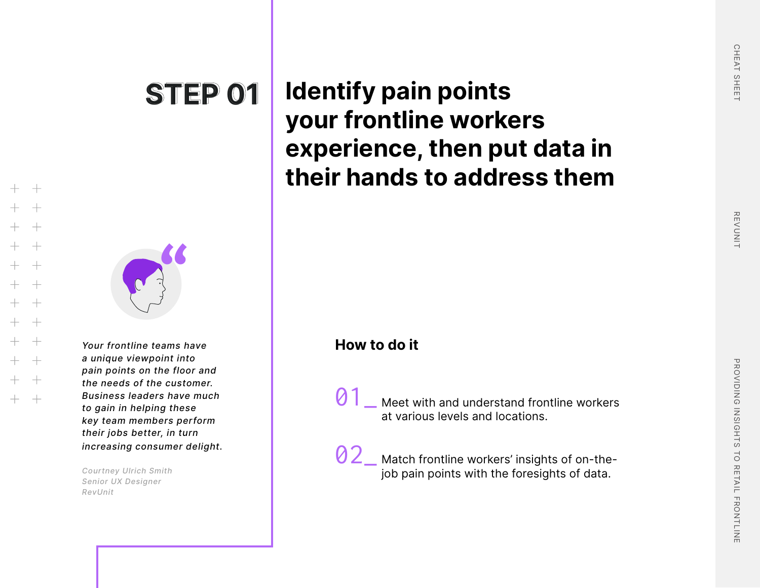## STEP 01

# Identify pain points your frontline workers experience, then put data in their hands to address them

*Your frontline teams have a unique viewpoint into pain points on the floor and the needs of the customer. Business leaders have much to gain in helping these key team members perform their jobs better, in turn increasing consumer delight.*

*Courtney Ulrich Smith*
*Senior UX Designer*
*RevUnit*

### How to do it

01_ Meet with and understand frontline workers at various levels and locations.

02_ Match frontline workers' insights of on-the-job pain points with the foresights of data.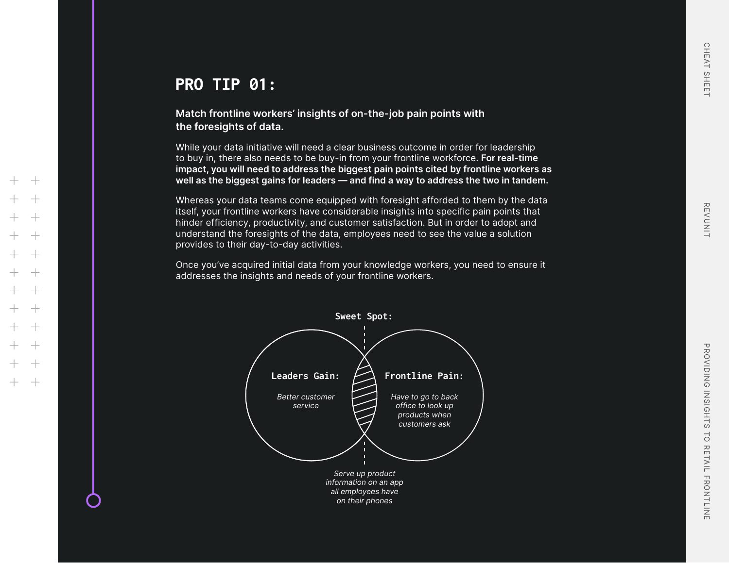# PRO TIP 01:

**Match frontline workers' insights of on-the-job pain points with the foresights of data.**

While your data initiative will need a clear business outcome in order for leadership to buy in, there also needs to be buy-in from your frontline workforce. **For real-time impact, you will need to address the biggest pain points cited by frontline workers as well as the biggest gains for leaders — and find a way to address the two in tandem.**

Whereas your data teams come equipped with foresight afforded to them by the data itself, your frontline workers have considerable insights into specific pain points that hinder efficiency, productivity, and customer satisfaction. But in order to adopt and understand the foresights of the data, employees need to see the value a solution provides to their day-to-day activities.

Once you've acquired initial data from your knowledge workers, you need to ensure it addresses the insights and needs of your frontline workers.

**Sweet Spot:**

**Leaders Gain:**

*Better customer service*

**Frontline Pain:**

*Have to go to back office to look up products when customers ask*

*Serve up product information on an app all employees have on their phones*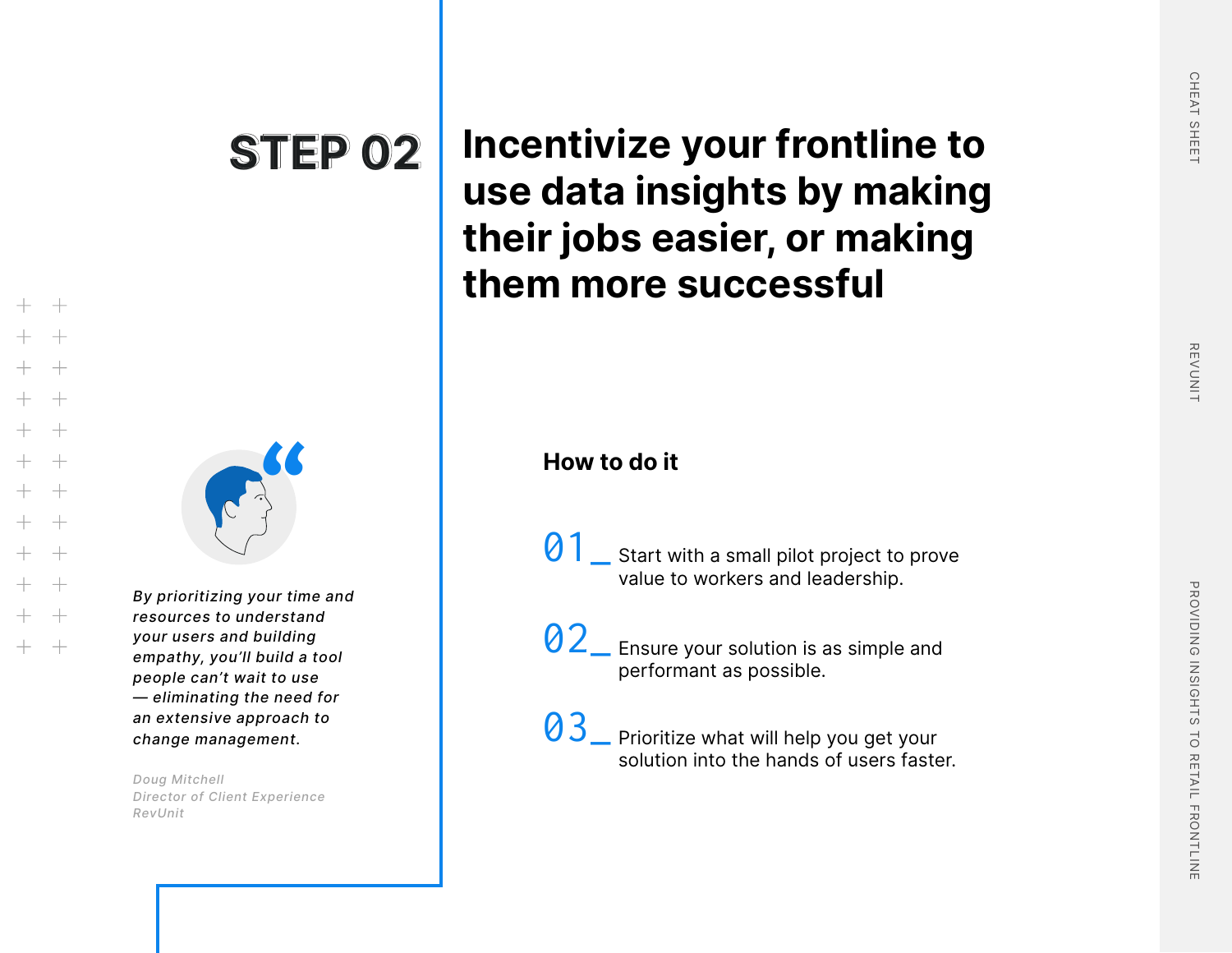## STEP 02

# Incentivize your frontline to use data insights by making their jobs easier, or making them more successful

*By prioritizing your time and resources to understand your users and building empathy, you'll build a tool people can't wait to use — eliminating the need for an extensive approach to change management.*

*Doug Mitchell*
*Director of Client Experience*
*RevUnit*

### How to do it

01_ Start with a small pilot project to prove value to workers and leadership.

02_ Ensure your solution is as simple and performant as possible.

03_ Prioritize what will help you get your solution into the hands of users faster.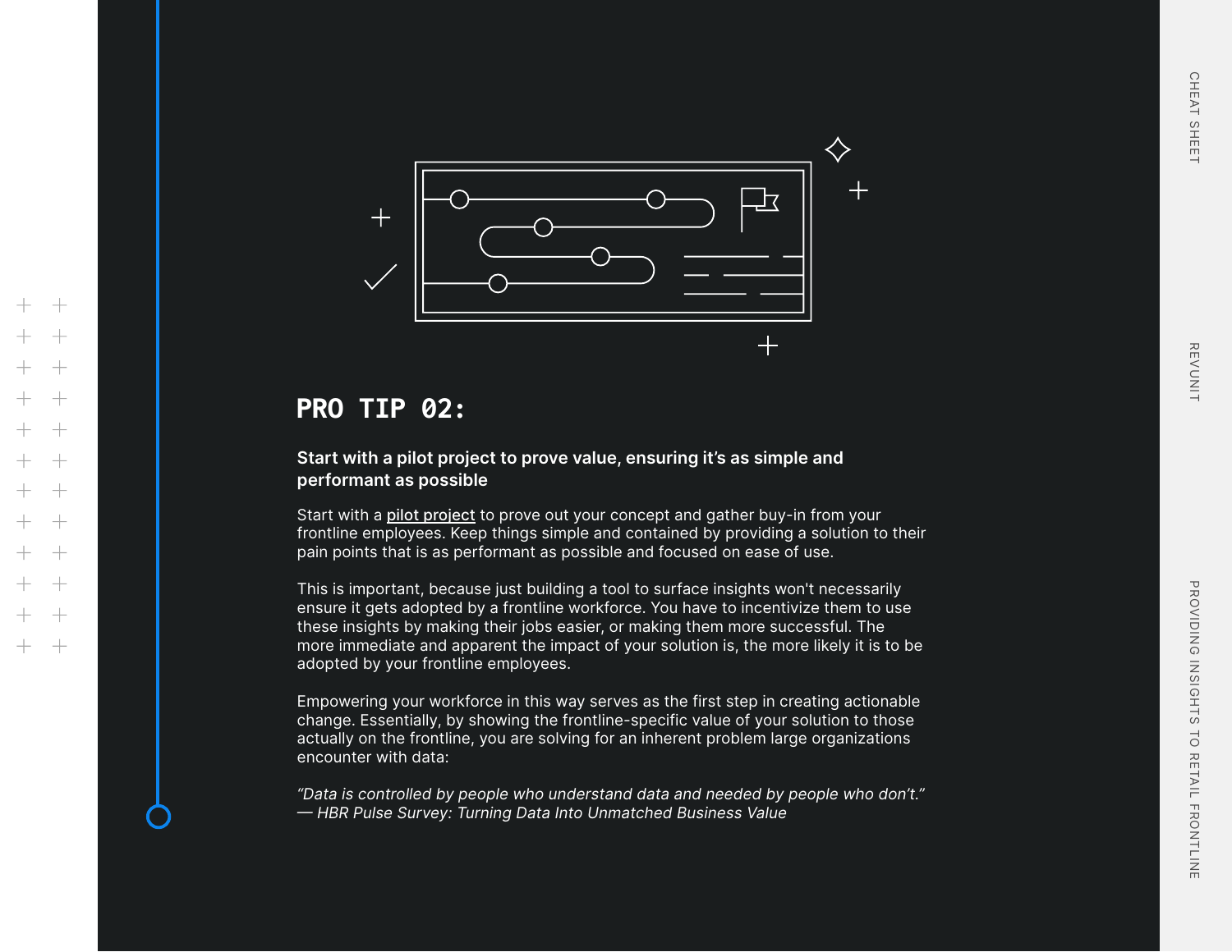## PRO TIP 02:

**Start with a pilot project to prove value, ensuring it's as simple and performant as possible**

Start with a pilot project to prove out your concept and gather buy-in from your frontline employees. Keep things simple and contained by providing a solution to their pain points that is as performant as possible and focused on ease of use.

This is important, because just building a tool to surface insights won't necessarily ensure it gets adopted by a frontline workforce. You have to incentivize them to use these insights by making their jobs easier, or making them more successful. The more immediate and apparent the impact of your solution is, the more likely it is to be adopted by your frontline employees.

Empowering your workforce in this way serves as the first step in creating actionable change. Essentially, by showing the frontline-specific value of your solution to those actually on the frontline, you are solving for an inherent problem large organizations encounter with data:

*"Data is controlled by people who understand data and needed by people who don't."*
*— HBR Pulse Survey: Turning Data Into Unmatched Business Value*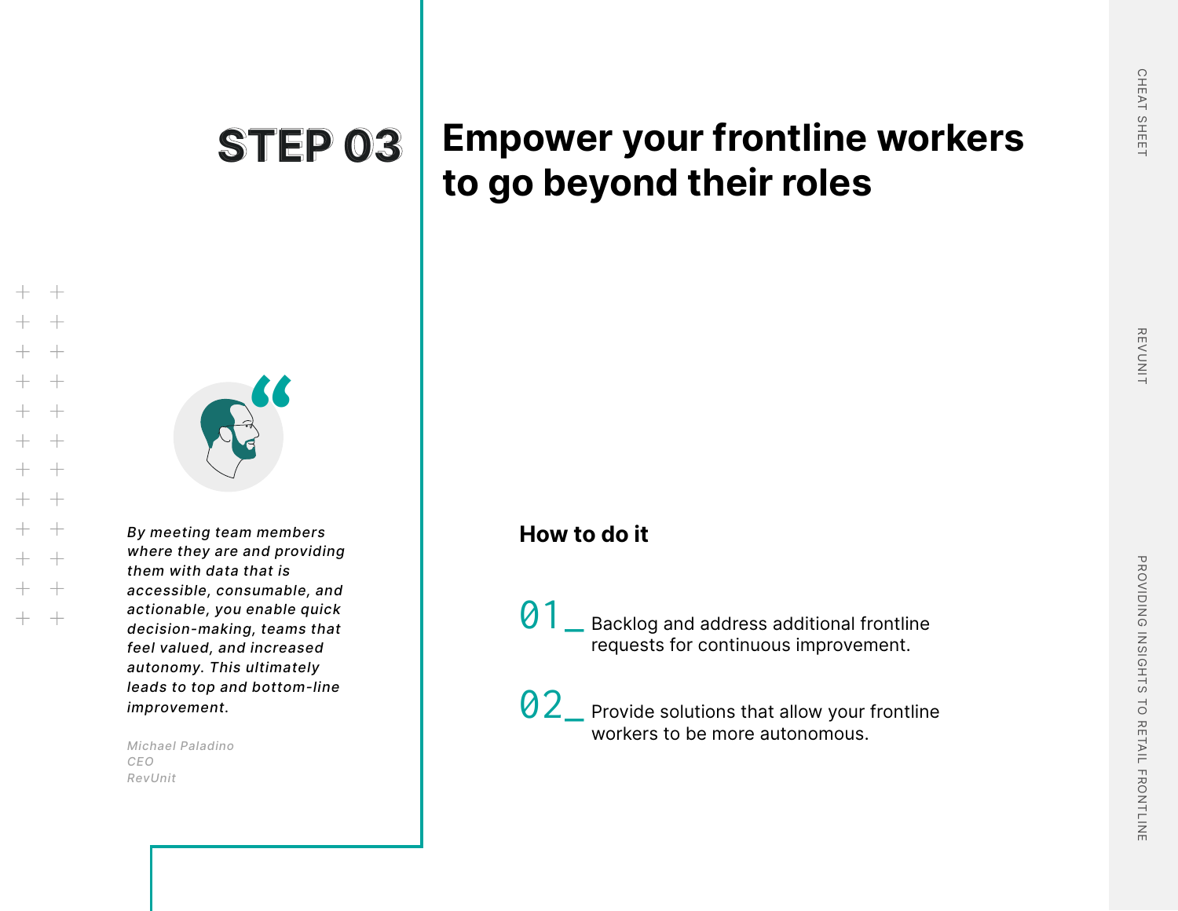# STEP 03

# Empower your frontline workers to go beyond their roles

*By meeting team members where they are and providing them with data that is accessible, consumable, and actionable, you enable quick decision-making, teams that feel valued, and increased autonomy. This ultimately leads to top and bottom-line improvement.*

*Michael Paladino*
*CEO*
*RevUnit*

## How to do it

01_ Backlog and address additional frontline requests for continuous improvement.

02_ Provide solutions that allow your frontline workers to be more autonomous.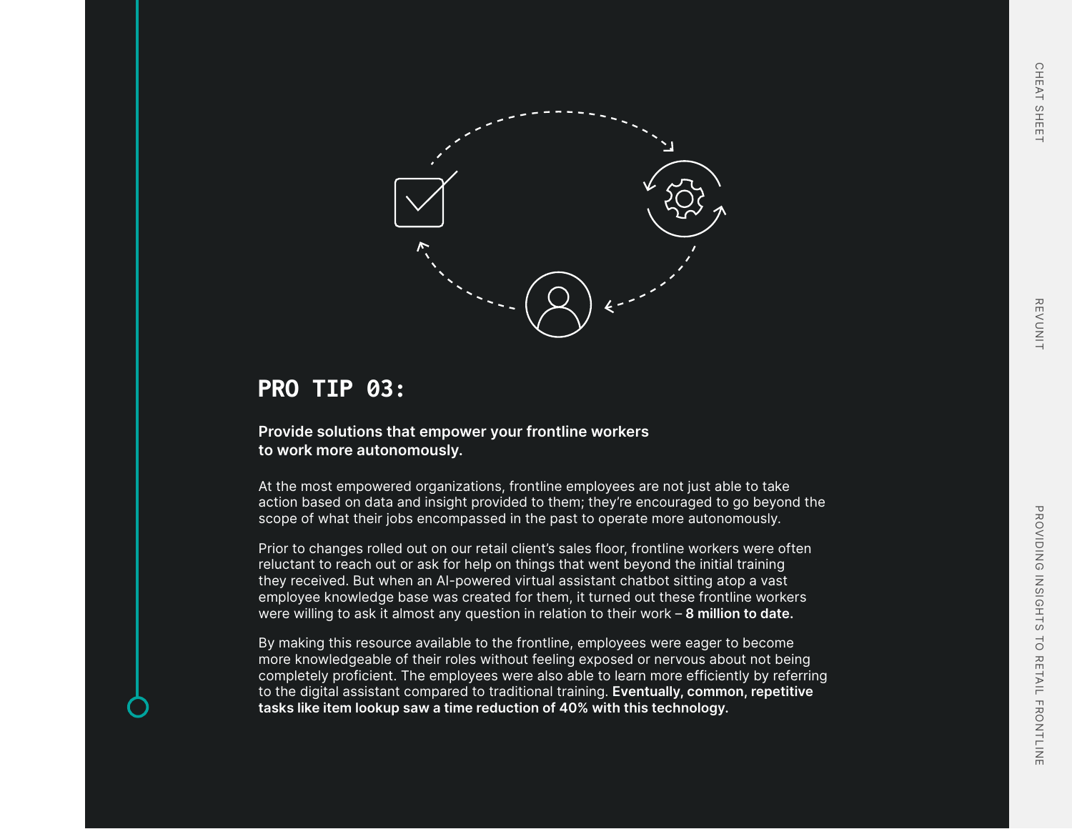## PRO TIP 03:

**Provide solutions that empower your frontline workers to work more autonomously.**

At the most empowered organizations, frontline employees are not just able to take action based on data and insight provided to them; they're encouraged to go beyond the scope of what their jobs encompassed in the past to operate more autonomously.

Prior to changes rolled out on our retail client's sales floor, frontline workers were often reluctant to reach out or ask for help on things that went beyond the initial training they received. But when an AI-powered virtual assistant chatbot sitting atop a vast employee knowledge base was created for them, it turned out these frontline workers were willing to ask it almost any question in relation to their work – **8 million to date.**

By making this resource available to the frontline, employees were eager to become more knowledgeable of their roles without feeling exposed or nervous about not being completely proficient. The employees were also able to learn more efficiently by referring to the digital assistant compared to traditional training. **Eventually, common, repetitive tasks like item lookup saw a time reduction of 40% with this technology.**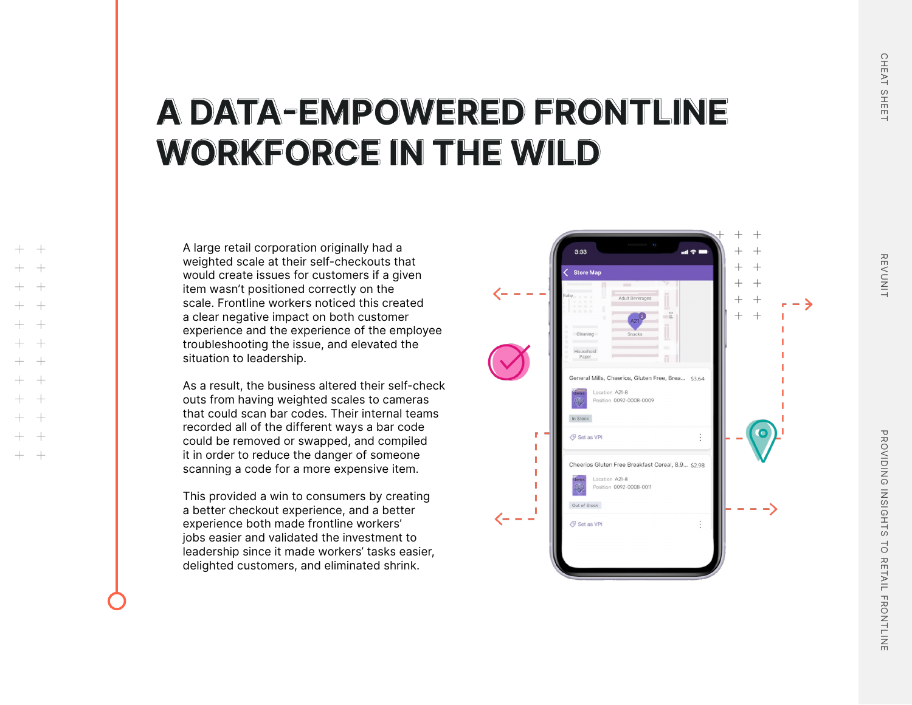# A DATA-EMPOWERED FRONTLINE WORKFORCE IN THE WILD

A large retail corporation originally had a weighted scale at their self-checkouts that would create issues for customers if a given item wasn't positioned correctly on the scale. Frontline workers noticed this created a clear negative impact on both customer experience and the experience of the employee troubleshooting the issue, and elevated the situation to leadership.

As a result, the business altered their self-check outs from having weighted scales to cameras that could scan bar codes. Their internal teams recorded all of the different ways a bar code could be removed or swapped, and compiled it in order to reduce the danger of someone scanning a code for a more expensive item.

This provided a win to consumers by creating a better checkout experience, and a better experience both made frontline workers' jobs easier and validated the investment to leadership since it made workers' tasks easier, delighted customers, and eliminated shrink.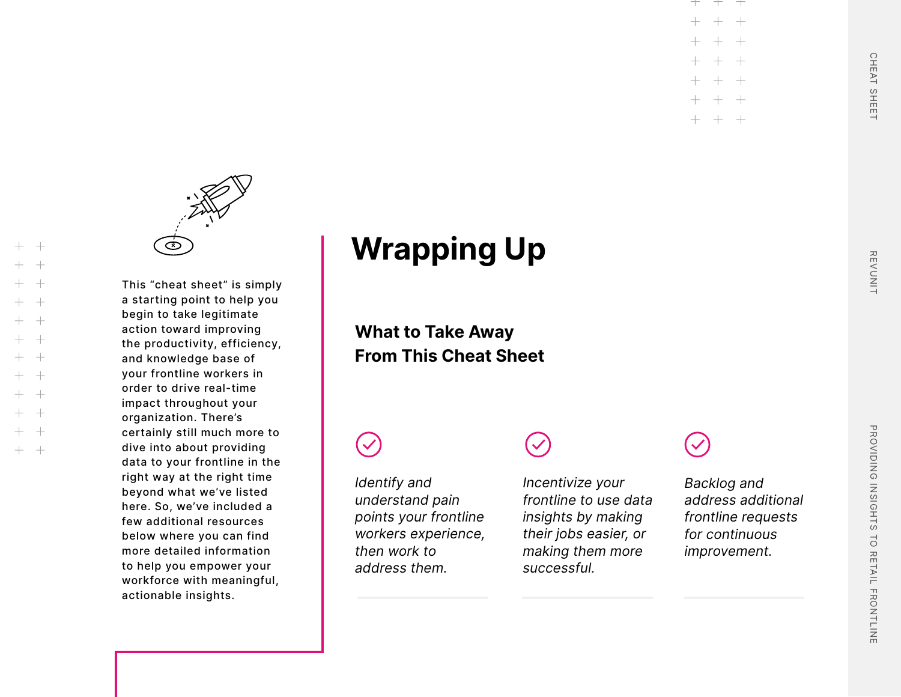This “cheat sheet” is simply a starting point to help you begin to take legitimate action toward improving the productivity, efficiency, and knowledge base of your frontline workers in order to drive real-time impact throughout your organization. There’s certainly still much more to dive into about providing data to your frontline in the right way at the right time beyond what we’ve listed here. So, we’ve included a few additional resources below where you can find more detailed information to help you empower your workforce with meaningful, actionable insights.

# Wrapping Up

## What to Take Away From This Cheat Sheet

- *Identify and understand pain points your frontline workers experience, then work to address them.*
- *Incentivize your frontline to use data insights by making their jobs easier, or making them more successful.*
- *Backlog and address additional frontline requests for continuous improvement.*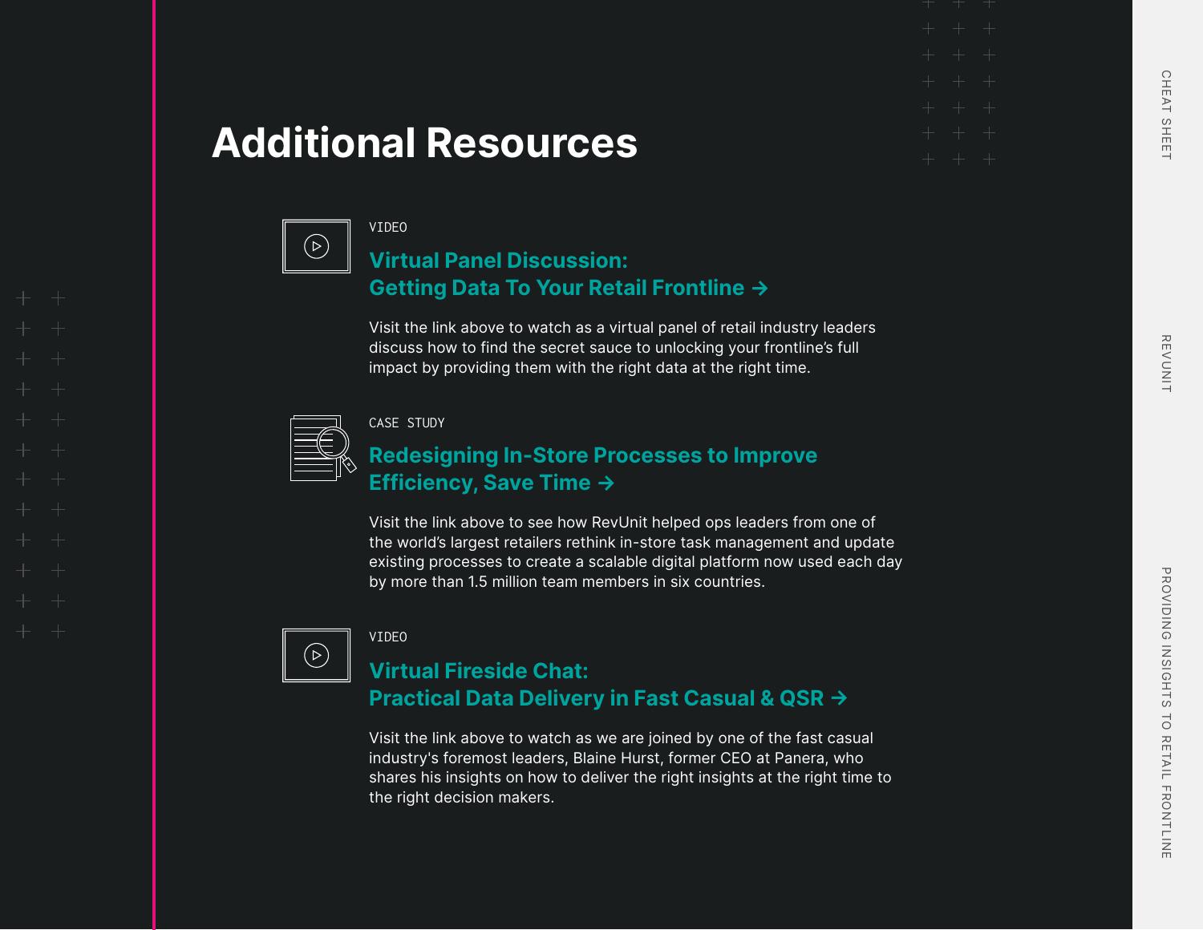# Additional Resources

VIDEO

## Virtual Panel Discussion: Getting Data To Your Retail Frontline →

Visit the link above to watch as a virtual panel of retail industry leaders discuss how to find the secret sauce to unlocking your frontline's full impact by providing them with the right data at the right time.

CASE STUDY

## Redesigning In-Store Processes to Improve Efficiency, Save Time →

Visit the link above to see how RevUnit helped ops leaders from one of the world's largest retailers rethink in-store task management and update existing processes to create a scalable digital platform now used each day by more than 1.5 million team members in six countries.

VIDEO

## Virtual Fireside Chat: Practical Data Delivery in Fast Casual & QSR →

Visit the link above to watch as we are joined by one of the fast casual industry's foremost leaders, Blaine Hurst, former CEO at Panera, who shares his insights on how to deliver the right insights at the right time to the right decision makers.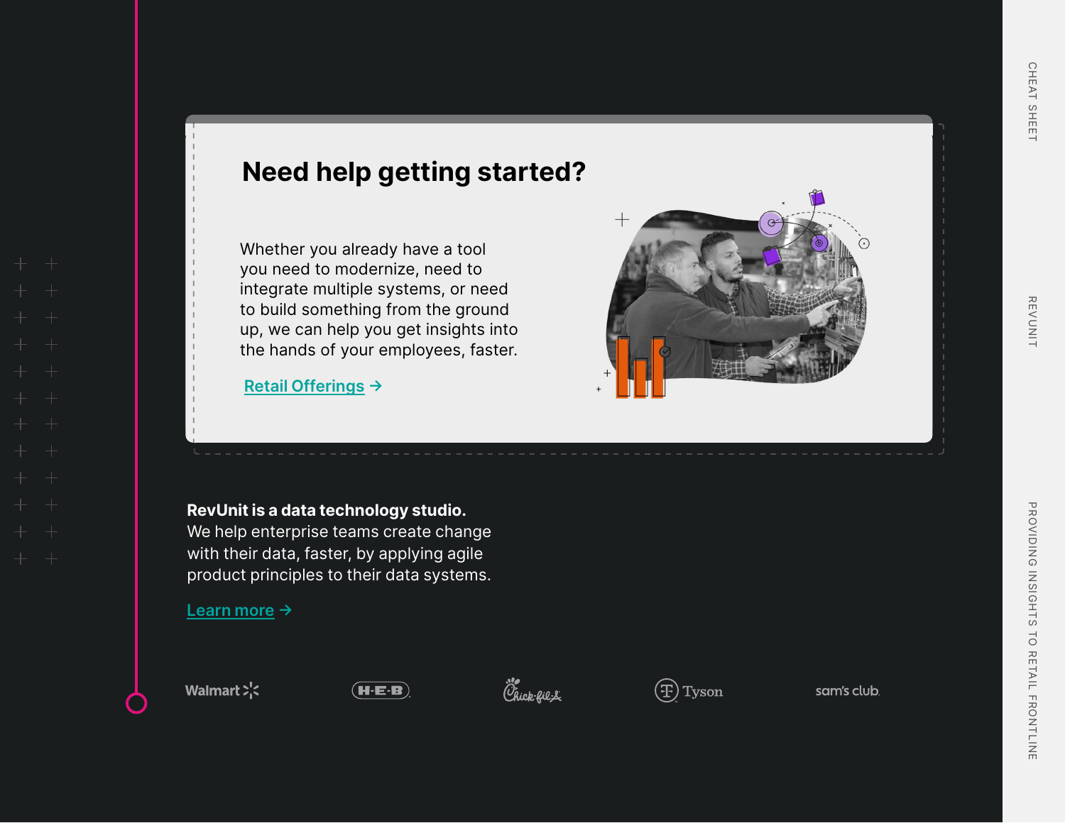## Need help getting started?

Whether you already have a tool you need to modernize, need to integrate multiple systems, or need to build something from the ground up, we can help you get insights into the hands of your employees, faster.

Retail Offerings →

**RevUnit is a data technology studio.**
We help enterprise teams create change with their data, faster, by applying agile product principles to their data systems.

Learn more →

Walmart H-E-B Chick-fil-A Tyson sam's club